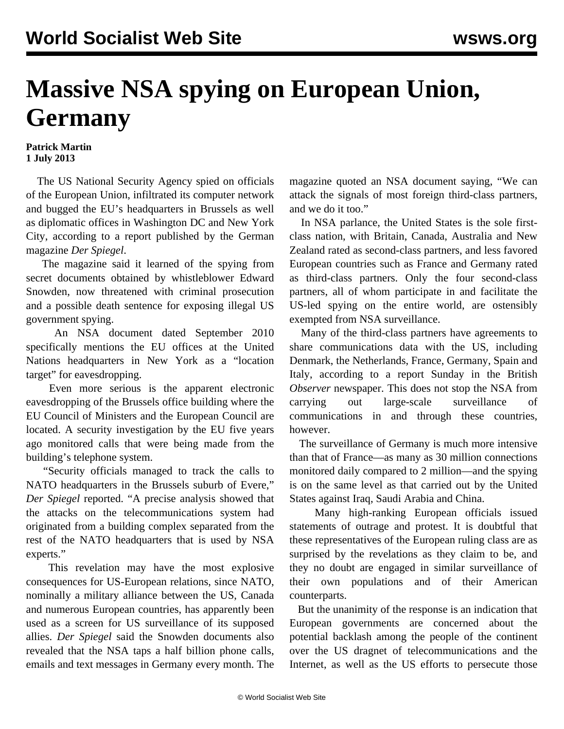# Massive NSA spying on European Union, Germany

**Patrick Martin**
**1 July 2013**

The US National Security Agency spied on officials of the European Union, infiltrated its computer network and bugged the EU's headquarters in Brussels as well as diplomatic offices in Washington DC and New York City, according to a report published by the German magazine *Der Spiegel*.

The magazine said it learned of the spying from secret documents obtained by whistleblower Edward Snowden, now threatened with criminal prosecution and a possible death sentence for exposing illegal US government spying.

An NSA document dated September 2010 specifically mentions the EU offices at the United Nations headquarters in New York as a "location target" for eavesdropping.

Even more serious is the apparent electronic eavesdropping of the Brussels office building where the EU Council of Ministers and the European Council are located. A security investigation by the EU five years ago monitored calls that were being made from the building's telephone system.

"Security officials managed to track the calls to NATO headquarters in the Brussels suburb of Evere," *Der Spiegel* reported. "A precise analysis showed that the attacks on the telecommunications system had originated from a building complex separated from the rest of the NATO headquarters that is used by NSA experts."

This revelation may have the most explosive consequences for US-European relations, since NATO, nominally a military alliance between the US, Canada and numerous European countries, has apparently been used as a screen for US surveillance of its supposed allies. *Der Spiegel* said the Snowden documents also revealed that the NSA taps a half billion phone calls, emails and text messages in Germany every month. The magazine quoted an NSA document saying, "We can attack the signals of most foreign third-class partners, and we do it too."

In NSA parlance, the United States is the sole first-class nation, with Britain, Canada, Australia and New Zealand rated as second-class partners, and less favored European countries such as France and Germany rated as third-class partners. Only the four second-class partners, all of whom participate in and facilitate the US-led spying on the entire world, are ostensibly exempted from NSA surveillance.

Many of the third-class partners have agreements to share communications data with the US, including Denmark, the Netherlands, France, Germany, Spain and Italy, according to a report Sunday in the British *Observer* newspaper. This does not stop the NSA from carrying out large-scale surveillance of communications in and through these countries, however.

The surveillance of Germany is much more intensive than that of France—as many as 30 million connections monitored daily compared to 2 million—and the spying is on the same level as that carried out by the United States against Iraq, Saudi Arabia and China.

Many high-ranking European officials issued statements of outrage and protest. It is doubtful that these representatives of the European ruling class are as surprised by the revelations as they claim to be, and they no doubt are engaged in similar surveillance of their own populations and of their American counterparts.

But the unanimity of the response is an indication that European governments are concerned about the potential backlash among the people of the continent over the US dragnet of telecommunications and the Internet, as well as the US efforts to persecute those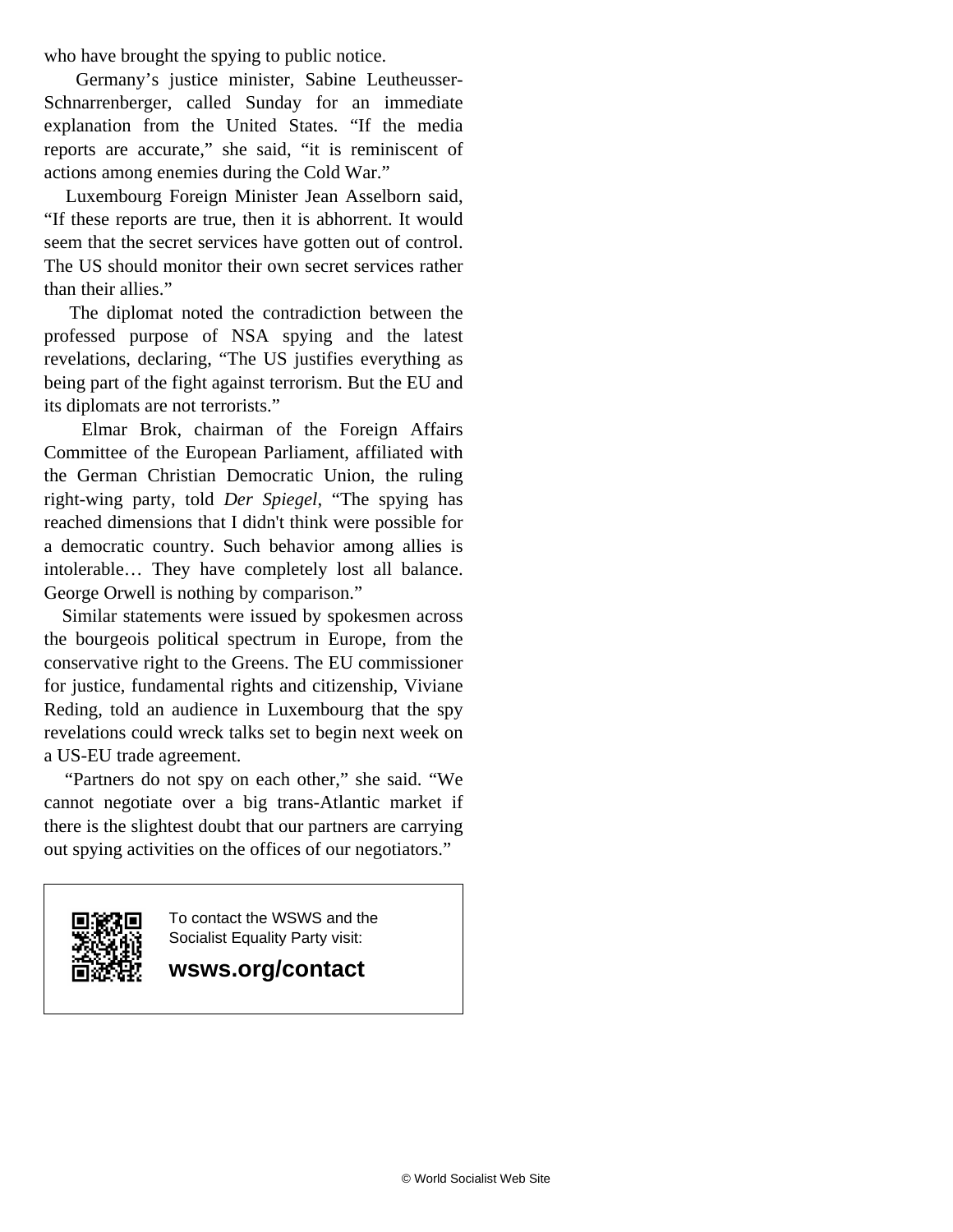who have brought the spying to public notice.

Germany's justice minister, Sabine Leutheusser-Schnarrenberger, called Sunday for an immediate explanation from the United States. "If the media reports are accurate," she said, "it is reminiscent of actions among enemies during the Cold War."

Luxembourg Foreign Minister Jean Asselborn said, "If these reports are true, then it is abhorrent. It would seem that the secret services have gotten out of control. The US should monitor their own secret services rather than their allies."

The diplomat noted the contradiction between the professed purpose of NSA spying and the latest revelations, declaring, "The US justifies everything as being part of the fight against terrorism. But the EU and its diplomats are not terrorists."

Elmar Brok, chairman of the Foreign Affairs Committee of the European Parliament, affiliated with the German Christian Democratic Union, the ruling right-wing party, told *Der Spiegel*, "The spying has reached dimensions that I didn't think were possible for a democratic country. Such behavior among allies is intolerable… They have completely lost all balance. George Orwell is nothing by comparison."

Similar statements were issued by spokesmen across the bourgeois political spectrum in Europe, from the conservative right to the Greens. The EU commissioner for justice, fundamental rights and citizenship, Viviane Reding, told an audience in Luxembourg that the spy revelations could wreck talks set to begin next week on a US-EU trade agreement.

"Partners do not spy on each other," she said. "We cannot negotiate over a big trans-Atlantic market if there is the slightest doubt that our partners are carrying out spying activities on the offices of our negotiators."

To contact the WSWS and the Socialist Equality Party visit:

**wsws.org/contact**